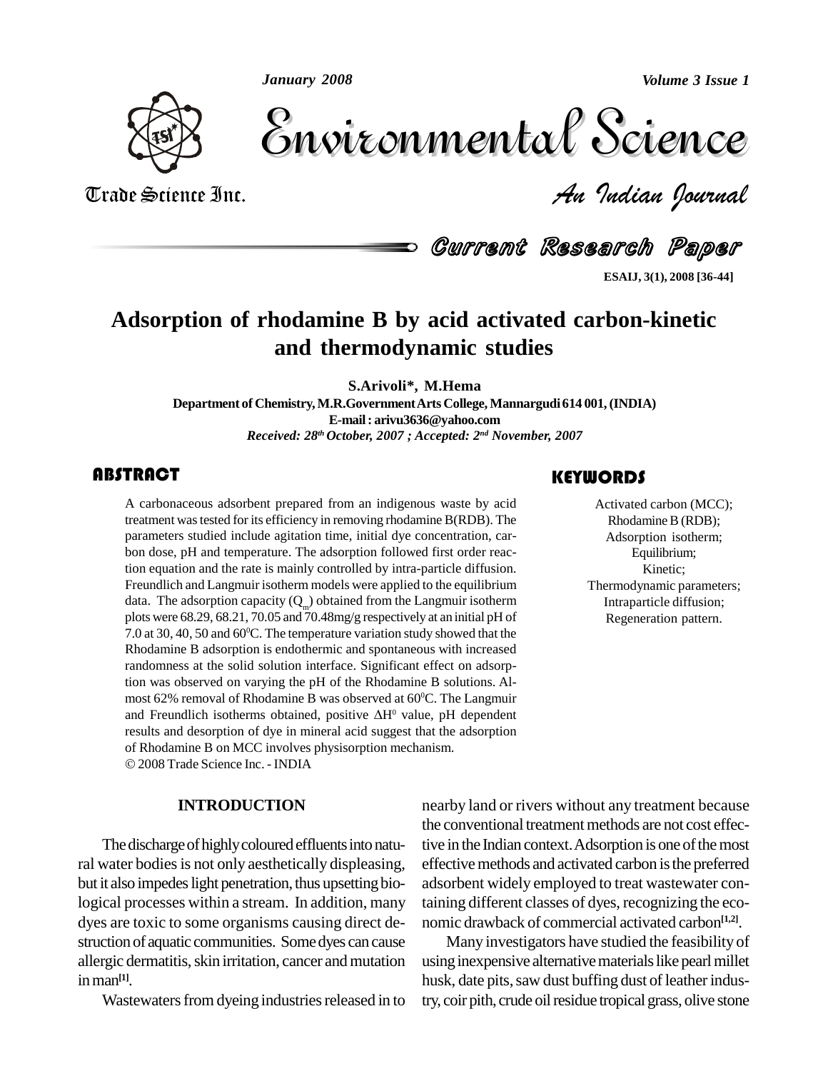# Adsorption of rhodamine B by acid activated carbon-kinetic and thermodynamic studies

**S.Arivoli\*, M.Hema**

**Department of Chemistry, M.R.Government Arts College, Mannargudi 614 001, (INDIA)**

**E-mail : arivu3636@yahoo.com**

*Received: 28th October, 2007 ; Accepted: 2nd November, 2007*

## ABSTRACT

A carbonaceous adsorbent prepared from an indigenous waste by acid treatment was tested for its efficiency in removing rhodamine B(RDB). The parameters studied include agitation time, initial dye concentration, carbon dose, pH and temperature. The adsorption followed first order reaction equation and the rate is mainly controlled by intra-particle diffusion. Freundlich and Langmuir isotherm models were applied to the equilibrium data. The adsorption capacity ($Q_m$) obtained from the Langmuir isotherm plots were 68.29, 68.21, 70.05 and 70.48mg/g respectively at an initial pH of 7.0 at 30, 40, 50 and 60$^0$C. The temperature variation study showed that the Rhodamine B adsorption is endothermic and spontaneous with increased randomness at the solid solution interface. Significant effect on adsorption was observed on varying the pH of the Rhodamine B solutions. Almost 62% removal of Rhodamine B was observed at 60$^0$C. The Langmuir and Freundlich isotherms obtained, positive $\Delta H^0$ value, pH dependent results and desorption of dye in mineral acid suggest that the adsorption of Rhodamine B on MCC involves physisorption mechanism.

© 2008 Trade Science Inc. - INDIA

## KEYWORDS

Activated carbon (MCC);
Rhodamine B (RDB);
Adsorption isotherm;
Equilibrium;
Kinetic;
Thermodynamic parameters;
Intraparticle diffusion;
Regeneration pattern.

## INTRODUCTION

The discharge of highly coloured effluents into natural water bodies is not only aesthetically displeasing, but it also impedes light penetration, thus upsetting biological processes within a stream. In addition, many dyes are toxic to some organisms causing direct destruction of aquatic communities. Some dyes can cause allergic dermatitis, skin irritation, cancer and mutation in man[1].

Wastewaters from dyeing industries released in to nearby land or rivers without any treatment because the conventional treatment methods are not cost effective in the Indian context. Adsorption is one of the most effective methods and activated carbon is the preferred adsorbent widely employed to treat wastewater containing different classes of dyes, recognizing the economic drawback of commercial activated carbon[1,2].

Many investigators have studied the feasibility of using inexpensive alternative materials like pearl millet husk, date pits, saw dust buffing dust of leather industry, coir pith, crude oil residue tropical grass, olive stone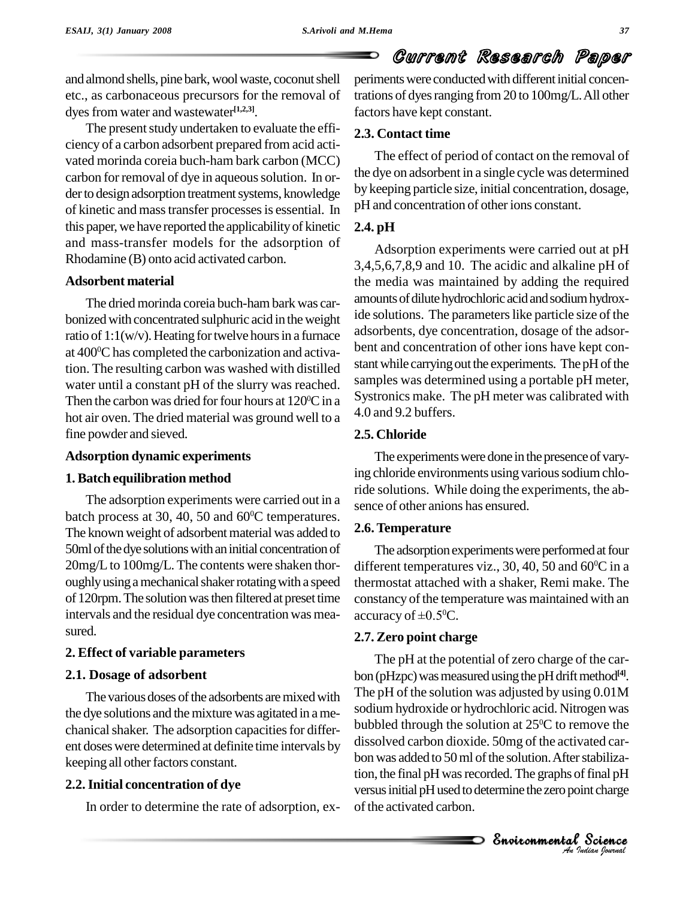and almond shells, pine bark, wool waste, coconut shell etc., as carbonaceous precursors for the removal of dyes from water and wastewater[1,2,3].

The present study undertaken to evaluate the efficiency of a carbon adsorbent prepared from acid activated morinda coreia buch-ham bark carbon (MCC) carbon for removal of dye in aqueous solution. In order to design adsorption treatment systems, knowledge of kinetic and mass transfer processes is essential. In this paper, we have reported the applicability of kinetic and mass-transfer models for the adsorption of Rhodamine (B) onto acid activated carbon.

## Adsorbent material

The dried morinda coreia buch-ham bark was carbonized with concentrated sulphuric acid in the weight ratio of 1:1(w/v). Heating for twelve hours in a furnace at 400$^0$C has completed the carbonization and activation. The resulting carbon was washed with distilled water until a constant pH of the slurry was reached. Then the carbon was dried for four hours at 120$^0$C in a hot air oven. The dried material was ground well to a fine powder and sieved.

## Adsorption dynamic experiments

### 1. Batch equilibration method

The adsorption experiments were carried out in a batch process at 30, 40, 50 and 60$^0$C temperatures. The known weight of adsorbent material was added to 50ml of the dye solutions with an initial concentration of 20mg/L to 100mg/L. The contents were shaken thoroughly using a mechanical shaker rotating with a speed of 120rpm. The solution was then filtered at preset time intervals and the residual dye concentration was measured.

### 2. Effect of variable parameters

### 2.1. Dosage of adsorbent

The various doses of the adsorbents are mixed with the dye solutions and the mixture was agitated in a mechanical shaker. The adsorption capacities for different doses were determined at definite time intervals by keeping all other factors constant.

### 2.2. Initial concentration of dye

In order to determine the rate of adsorption, experiments were conducted with different initial concentrations of dyes ranging from 20 to 100mg/L. All other factors have kept constant.

### 2.3. Contact time

The effect of period of contact on the removal of the dye on adsorbent in a single cycle was determined by keeping particle size, initial concentration, dosage, pH and concentration of other ions constant.

### 2.4. pH

Adsorption experiments were carried out at pH 3,4,5,6,7,8,9 and 10. The acidic and alkaline pH of the media was maintained by adding the required amounts of dilute hydrochloric acid and sodium hydroxide solutions. The parameters like particle size of the adsorbents, dye concentration, dosage of the adsorbent and concentration of other ions have kept constant while carrying out the experiments. The pH of the samples was determined using a portable pH meter, Systronics make. The pH meter was calibrated with 4.0 and 9.2 buffers.

### 2.5. Chloride

The experiments were done in the presence of varying chloride environments using various sodium chloride solutions. While doing the experiments, the absence of other anions has ensured.

### 2.6. Temperature

The adsorption experiments were performed at four different temperatures viz., 30, 40, 50 and 60$^0$C in a thermostat attached with a shaker, Remi make. The constancy of the temperature was maintained with an accuracy of $\pm 0.5^0$C.

### 2.7. Zero point charge

The pH at the potential of zero charge of the carbon (pHzpc) was measured using the pH drift method[4]. The pH of the solution was adjusted by using 0.01M sodium hydroxide or hydrochloric acid. Nitrogen was bubbled through the solution at 25$^0$C to remove the dissolved carbon dioxide. 50mg of the activated carbon was added to 50 ml of the solution. After stabilization, the final pH was recorded. The graphs of final pH versus initial pH used to determine the zero point charge of the activated carbon.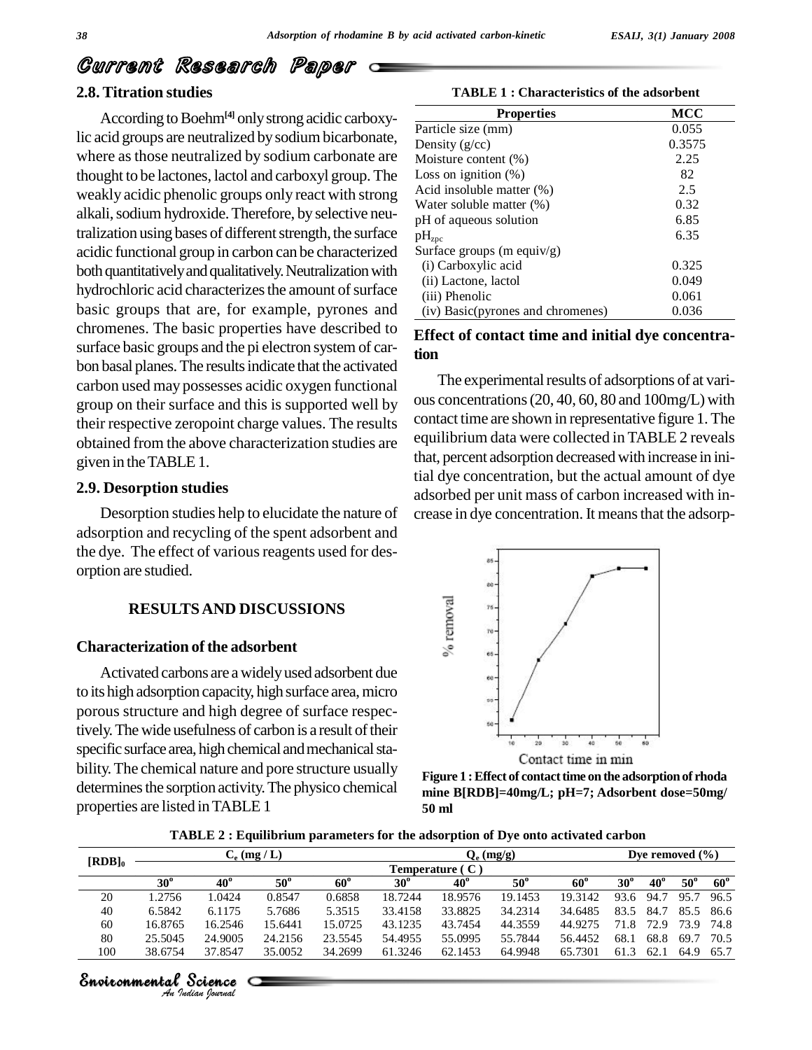## 2.8. Titration studies

According to Boehm[4] only strong acidic carboxylic acid groups are neutralized by sodium bicarbonate, where as those neutralized by sodium carbonate are thought to be lactones, lactol and carboxyl group. The weakly acidic phenolic groups only react with strong alkali, sodium hydroxide. Therefore, by selective neutralization using bases of different strength, the surface acidic functional group in carbon can be characterized both quantitatively and qualitatively. Neutralization with hydrochloric acid characterizes the amount of surface basic groups that are, for example, pyrones and chromenes. The basic properties have described to surface basic groups and the pi electron system of carbon basal planes. The results indicate that the activated carbon used may possesses acidic oxygen functional group on their surface and this is supported well by their respective zeropoint charge values. The results obtained from the above characterization studies are given in the TABLE 1.

## 2.9. Desorption studies

Desorption studies help to elucidate the nature of adsorption and recycling of the spent adsorbent and the dye. The effect of various reagents used for desorption are studied.

## RESULTS AND DISCUSSIONS

### Characterization of the adsorbent

Activated carbons are a widely used adsorbent due to its high adsorption capacity, high surface area, micro porous structure and high degree of surface respectively. The wide usefulness of carbon is a result of their specific surface area, high chemical and mechanical stability. The chemical nature and pore structure usually determines the sorption activity. The physico chemical properties are listed in TABLE 1

**TABLE 1 : Characteristics of the adsorbent**

| Properties | MCC |
|---|---|
| Particle size (mm) | 0.055 |
| Density (g/cc) | 0.3575 |
| Moisture content (%) | 2.25 |
| Loss on ignition (%) | 82 |
| Acid insoluble matter (%) | 2.5 |
| Water soluble matter (%) | 0.32 |
| pH of aqueous solution | 6.85 |
| $pH_{zpc}$ | 6.35 |
| Surface groups (m equiv/g) | |
| (i) Carboxylic acid | 0.325 |
| (ii) Lactone, lactol | 0.049 |
| (iii) Phenolic | 0.061 |
| (iv) Basic(pyrones and chromenes) | 0.036 |

### Effect of contact time and initial dye concentration

The experimental results of adsorptions of at various concentrations (20, 40, 60, 80 and 100mg/L) with contact time are shown in representative figure 1. The equilibrium data were collected in TABLE 2 reveals that, percent adsorption decreased with increase in initial dye concentration, but the actual amount of dye adsorbed per unit mass of carbon increased with increase in dye concentration. It means that the adsorp-

**Figure 1 : Effect of contact time on the adsorption of rhoda mine B[RDB]=40mg/L; pH=7; Adsorbent dose=50mg/ 50 ml**

**TABLE 2 : Equilibrium parameters for the adsorption of Dye onto activated carbon**

| $[RDB]_0$ | $C_e$ (mg / L) | | | | $Q_e$ (mg/g) | | | | Dye removed (%) | | | |
|---|---|---|---|---|---|---|---|---|---|---|---|---|
| | Temperature ( C ) | | | | | | | | | | | |
| | $30^o$ | $40^o$ | $50^o$ | $60^o$ | $30^o$ | $40^o$ | $50^o$ | $60^o$ | $30^o$ | $40^o$ | $50^o$ | $60^o$ |
| 20 | 1.2756 | 1.0424 | 0.8547 | 0.6858 | 18.7244 | 18.9576 | 19.1453 | 19.3142 | 93.6 | 94.7 | 95.7 | 96.5 |
| 40 | 6.5842 | 6.1175 | 5.7686 | 5.3515 | 33.4158 | 33.8825 | 34.2314 | 34.6485 | 83.5 | 84.7 | 85.5 | 86.6 |
| 60 | 16.8765 | 16.2546 | 15.6441 | 15.0725 | 43.1235 | 43.7454 | 44.3559 | 44.9275 | 71.8 | 72.9 | 73.9 | 74.8 |
| 80 | 25.5045 | 24.9005 | 24.2156 | 23.5545 | 54.4955 | 55.0995 | 55.7844 | 56.4452 | 68.1 | 68.8 | 69.7 | 70.5 |
| 100 | 38.6754 | 37.8547 | 35.0052 | 34.2699 | 61.3246 | 62.1453 | 64.9948 | 65.7301 | 61.3 | 62.1 | 64.9 | 65.7 |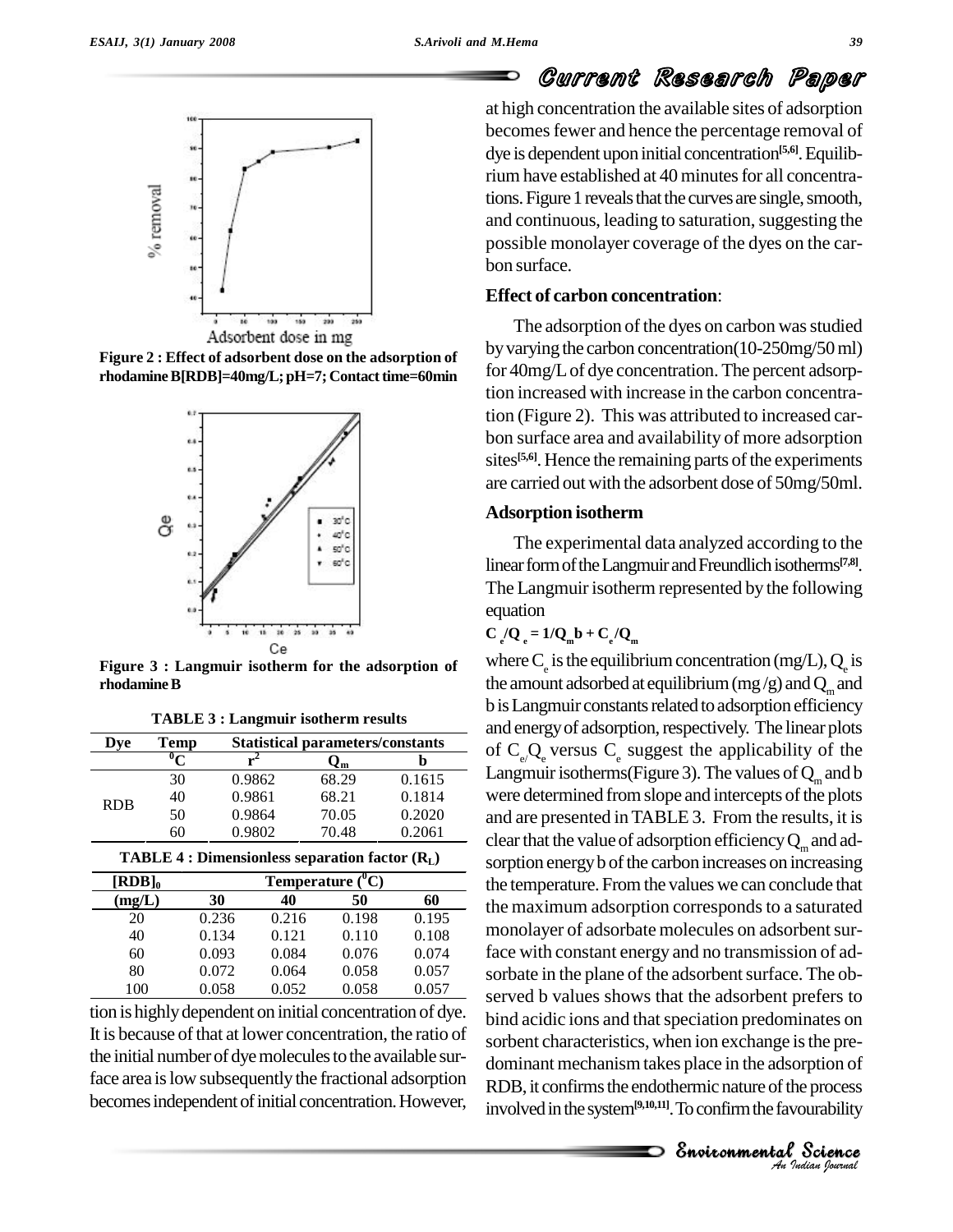Figure 2 : Effect of adsorbent dose on the adsorption of rhodamine B[RDB]=40mg/L; pH=7; Contact time=60min

Figure 3 : Langmuir isotherm for the adsorption of rhodamine B

**TABLE 3 : Langmuir isotherm results**

| Dye | Temp $^0C$ | Statistical parameters/constants | | |
|---|---|---|---|---|
| | | $r^2$ | $Q_m$ | b |
| RDB | 30 | 0.9862 | 68.29 | 0.1615 |
| | 40 | 0.9861 | 68.21 | 0.1814 |
| | 50 | 0.9864 | 70.05 | 0.2020 |
| | 60 | 0.9802 | 70.48 | 0.2061 |

**TABLE 4 : Dimensionless separation factor ($R_L$)**

| $[RDB]_0$ (mg/L) | Temperature ($^0C$) | | | |
|---|---|---|---|---|
| | 30 | 40 | 50 | 60 |
| 20 | 0.236 | 0.216 | 0.198 | 0.195 |
| 40 | 0.134 | 0.121 | 0.110 | 0.108 |
| 60 | 0.093 | 0.084 | 0.076 | 0.074 |
| 80 | 0.072 | 0.064 | 0.058 | 0.057 |
| 100 | 0.058 | 0.052 | 0.058 | 0.057 |

tion is highly dependent on initial concentration of dye. It is because of that at lower concentration, the ratio of the initial number of dye molecules to the available surface area is low subsequently the fractional adsorption becomes independent of initial concentration. However, at high concentration the available sites of adsorption becomes fewer and hence the percentage removal of dye is dependent upon initial concentration[5,6]. Equilibrium have established at 40 minutes for all concentrations. Figure 1 reveals that the curves are single, smooth, and continuous, leading to saturation, suggesting the possible monolayer coverage of the dyes on the carbon surface.

### Effect of carbon concentration:

The adsorption of the dyes on carbon was studied by varying the carbon concentration(10-250mg/50 ml) for 40mg/L of dye concentration. The percent adsorption increased with increase in the carbon concentration (Figure 2). This was attributed to increased carbon surface area and availability of more adsorption sites[5,6]. Hence the remaining parts of the experiments are carried out with the adsorbent dose of 50mg/50ml.

### Adsorption isotherm

The experimental data analyzed according to the linear form of the Langmuir and Freundlich isotherms[7,8]. The Langmuir isotherm represented by the following equation

$$C_e/Q_e = 1/Q_m b + C_e/Q_m$$

where $C_e$ is the equilibrium concentration (mg/L), $Q_e$ is the amount adsorbed at equilibrium (mg /g) and $Q_m$ and b is Langmuir constants related to adsorption efficiency and energy of adsorption, respectively. The linear plots of $C_e/Q_e$ versus $C_e$ suggest the applicability of the Langmuir isotherms(Figure 3). The values of $Q_m$ and b were determined from slope and intercepts of the plots and are presented in TABLE 3. From the results, it is clear that the value of adsorption efficiency $Q_m$ and adsorption energy b of the carbon increases on increasing the temperature. From the values we can conclude that the maximum adsorption corresponds to a saturated monolayer of adsorbate molecules on adsorbent surface with constant energy and no transmission of adsorbate in the plane of the adsorbent surface. The observed b values shows that the adsorbent prefers to bind acidic ions and that speciation predominates on sorbent characteristics, when ion exchange is the predominant mechanism takes place in the adsorption of RDB, it confirms the endothermic nature of the process involved in the system[9,10,11]. To confirm the favourability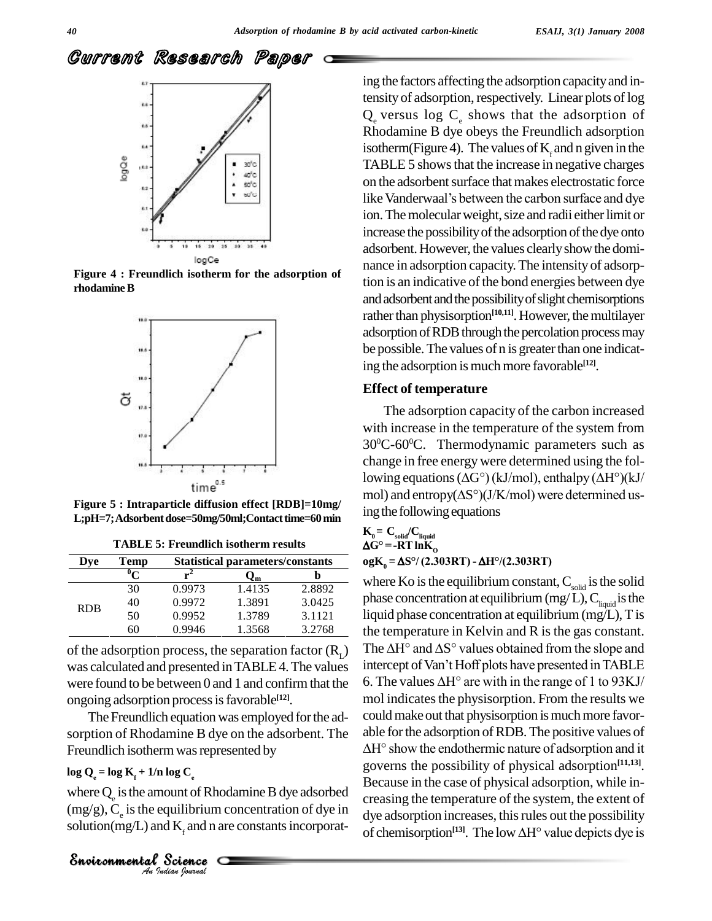Figure 4 : Freundlich isotherm for the adsorption of rhodamine B

Figure 5 : Intraparticle diffusion effect [RDB]=10mg/L;pH=7;Adsorbent dose=50mg/50ml;Contact time=60 min

TABLE 5: Freundlich isotherm results

| Dye | Temp | Statistical parameters/constants | | |
|---|---|---|---|---|
| | $^0C$ | $r^2$ | $Q_m$ | b |
| RDB | 30 | 0.9973 | 1.4135 | 2.8892 |
| | 40 | 0.9972 | 1.3891 | 3.0425 |
| | 50 | 0.9952 | 1.3789 | 3.1121 |
| | 60 | 0.9946 | 1.3568 | 3.2768 |

of the adsorption process, the separation factor ($R_L$) was calculated and presented in TABLE 4. The values were found to be between 0 and 1 and confirm that the ongoing adsorption process is favorable[12].

The Freundlich equation was employed for the adsorption of Rhodamine B dye on the adsorbent. The Freundlich isotherm was represented by

$$\log Q_e = \log K_f + 1/n \log C_e$$

where $Q_e$ is the amount of Rhodamine B dye adsorbed (mg/g), $C_e$ is the equilibrium concentration of dye in solution(mg/L) and $K_f$ and n are constants incorporating the factors affecting the adsorption capacity and intensity of adsorption, respectively. Linear plots of log $Q_e$ versus log $C_e$ shows that the adsorption of Rhodamine B dye obeys the Freundlich adsorption isotherm(Figure 4). The values of $K_f$ and n given in the TABLE 5 shows that the increase in negative charges on the adsorbent surface that makes electrostatic force like Vanderwaal's between the carbon surface and dye ion. The molecular weight, size and radii either limit or increase the possibility of the adsorption of the dye onto adsorbent. However, the values clearly show the dominance in adsorption capacity. The intensity of adsorption is an indicative of the bond energies between dye and adsorbent and the possibility of slight chemisorptions rather than physisorption[10,11]. However, the multilayer adsorption of RDB through the percolation process may be possible. The values of n is greater than one indicating the adsorption is much more favorable[12].

## Effect of temperature

The adsorption capacity of the carbon increased with increase in the temperature of the system from $30^0$C-$60^0$C. Thermodynamic parameters such as change in free energy were determined using the following equations ($\Delta G°$) (kJ/mol), enthalpy ($\Delta H°$)(kJ/mol) and entropy($\Delta S°$)(J/K/mol) were determined using the following equations

$$K_0 = C_{solid}/C_{liquid}$$

$$\Delta G° = -RT \ln K_O$$

$$\log K_0 = \Delta S°/(2.303RT) - \Delta H°/(2.303RT)$$

where Ko is the equilibrium constant, $C_{solid}$ is the solid phase concentration at equilibrium (mg/L), $C_{liquid}$ is the liquid phase concentration at equilibrium (mg/L), T is the temperature in Kelvin and R is the gas constant. The $\Delta H°$ and $\Delta S°$ values obtained from the slope and intercept of Van't Hoff plots have presented in TABLE 6. The values $\Delta H°$ are with in the range of 1 to 93KJ/mol indicates the physisorption. From the results we could make out that physisorption is much more favorable for the adsorption of RDB. The positive values of $\Delta H°$ show the endothermic nature of adsorption and it governs the possibility of physical adsorption[11,13]. Because in the case of physical adsorption, while increasing the temperature of the system, the extent of dye adsorption increases, this rules out the possibility of chemisorption[13]. The low $\Delta H°$ value depicts dye is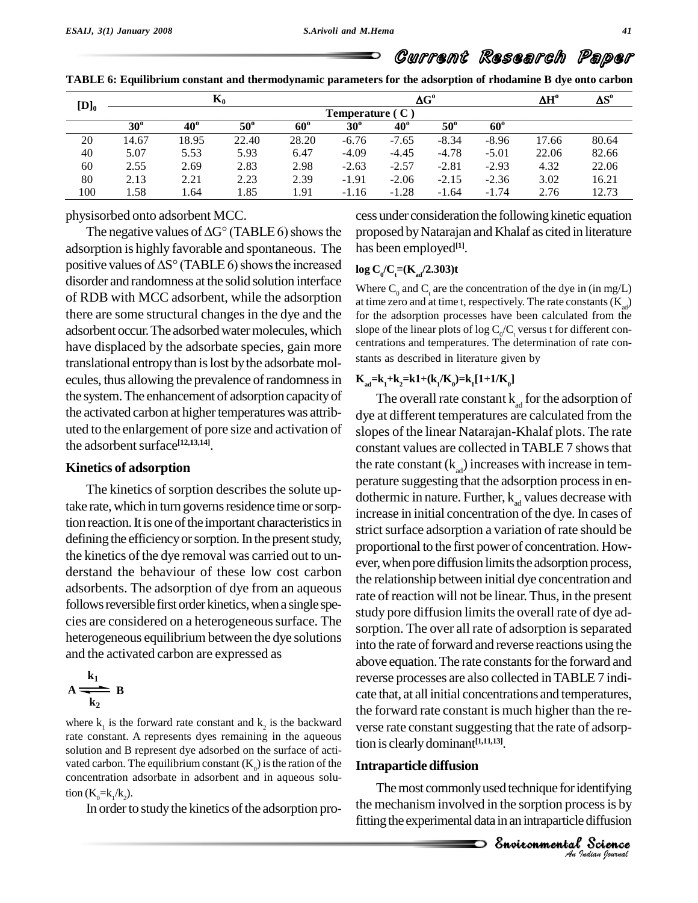**TABLE 6: Equilibrium constant and thermodynamic parameters for the adsorption of rhodamine B dye onto carbon**

| $[D]_0$ | $K_0$ | | | | $\Delta G^o$ | | | | $\Delta H^o$ | $\Delta S^o$ |
|---|---|---|---|---|---|---|---|---|---|---|
| | Temperature ( C ) | | | | | | | | | |
| | 30$^o$ | 40$^o$ | 50$^o$ | 60$^o$ | 30$^o$ | 40$^o$ | 50$^o$ | 60$^o$ | | |
| 20 | 14.67 | 18.95 | 22.40 | 28.20 | -6.76 | -7.65 | -8.34 | -8.96 | 17.66 | 80.64 |
| 40 | 5.07 | 5.53 | 5.93 | 6.47 | -4.09 | -4.45 | -4.78 | -5.01 | 22.06 | 82.66 |
| 60 | 2.55 | 2.69 | 2.83 | 2.98 | -2.63 | -2.57 | -2.81 | -2.93 | 4.32 | 22.06 |
| 80 | 2.13 | 2.21 | 2.23 | 2.39 | -1.91 | -2.06 | -2.15 | -2.36 | 3.02 | 16.21 |
| 100 | 1.58 | 1.64 | 1.85 | 1.91 | -1.16 | -1.28 | -1.64 | -1.74 | 2.76 | 12.73 |

physisorbed onto adsorbent MCC.

The negative values of $\Delta G^\circ$ (TABLE 6) shows the adsorption is highly favorable and spontaneous. The positive values of $\Delta S^\circ$ (TABLE 6) shows the increased disorder and randomness at the solid solution interface of RDB with MCC adsorbent, while the adsorption there are some structural changes in the dye and the adsorbent occur. The adsorbed water molecules, which have displaced by the adsorbate species, gain more translational entropy than is lost by the adsorbate molecules, thus allowing the prevalence of randomness in the system. The enhancement of adsorption capacity of the activated carbon at higher temperatures was attributed to the enlargement of pore size and activation of the adsorbent surface[12,13,14].

## Kinetics of adsorption

The kinetics of sorption describes the solute uptake rate, which in turn governs residence time or sorption reaction. It is one of the important characteristics in defining the efficiency or sorption. In the present study, the kinetics of the dye removal was carried out to understand the behaviour of these low cost carbon adsorbents. The adsorption of dye from an aqueous follows reversible first order kinetics, when a single species are considered on a heterogeneous surface. The heterogeneous equilibrium between the dye solutions and the activated carbon are expressed as

$$A \underset{k_2}{\overset{k_1}{\rightleftharpoons}} B$$

where $k_1$ is the forward rate constant and $k_2$ is the backward rate constant. A represents dyes remaining in the aqueous solution and B represent dye adsorbed on the surface of activated carbon. The equilibrium constant ($K_0$) is the ration of the concentration adsorbate in adsorbent and in aqueous solution ($K_0=k_1/k_2$).

In order to study the kinetics of the adsorption process under consideration the following kinetic equation proposed by Natarajan and Khalaf as cited in literature has been employed[1].

$$\log C_0/C_t=(K_{ad}/2.303)t$$

Where $C_0$ and $C_t$ are the concentration of the dye in (in mg/L) at time zero and at time t, respectively. The rate constants ($K_{ad}$) for the adsorption processes have been calculated from the slope of the linear plots of $\log C_0/C_t$ versus t for different concentrations and temperatures. The determination of rate constants as described in literature given by

$$K_{ad}=k_1+k_2=k1+(k_1/K_0)=k_1[1+1/K_0]$$

The overall rate constant $k_{ad}$ for the adsorption of dye at different temperatures are calculated from the slopes of the linear Natarajan-Khalaf plots. The rate constant values are collected in TABLE 7 shows that the rate constant ($k_{ad}$) increases with increase in temperature suggesting that the adsorption process in endothermic in nature. Further, $k_{ad}$ values decrease with increase in initial concentration of the dye. In cases of strict surface adsorption a variation of rate should be proportional to the first power of concentration. However, when pore diffusion limits the adsorption process, the relationship between initial dye concentration and rate of reaction will not be linear. Thus, in the present study pore diffusion limits the overall rate of dye adsorption. The over all rate of adsorption is separated into the rate of forward and reverse reactions using the above equation. The rate constants for the forward and reverse processes are also collected in TABLE 7 indicate that, at all initial concentrations and temperatures, the forward rate constant is much higher than the reverse rate constant suggesting that the rate of adsorption is clearly dominant[1,11,13].

## Intraparticle diffusion

The most commonly used technique for identifying the mechanism involved in the sorption process is by fitting the experimental data in an intraparticle diffusion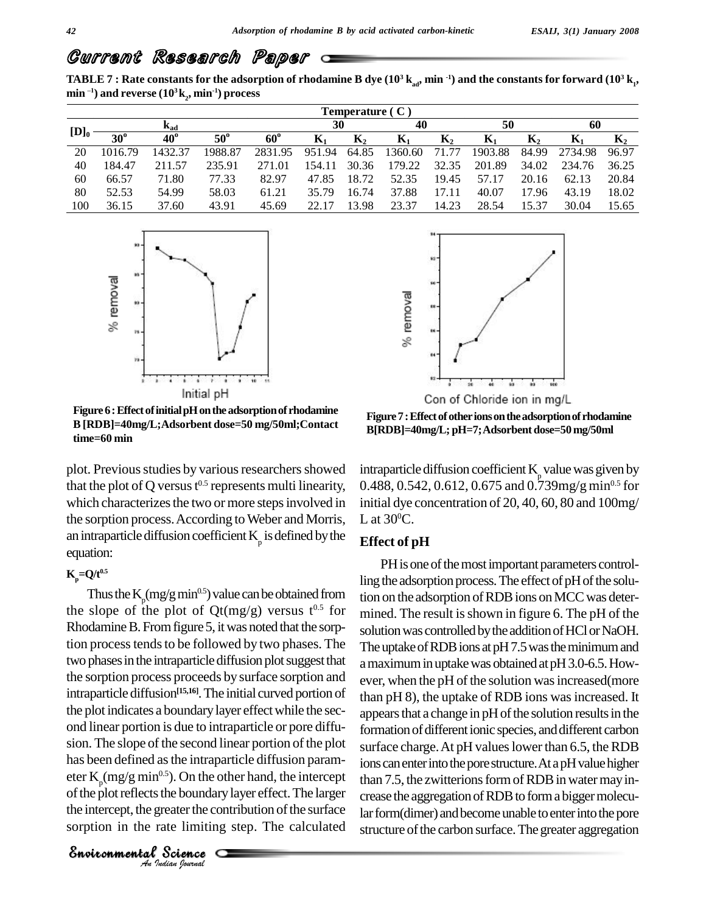## Current Research Paper

TABLE 7 : Rate constants for the adsorption of rhodamine B dye ($10^3$ $k_{ad}$, $min^{-1}$) and the constants for forward ($10^3$ $k_1$, $min^{-1}$) and reverse ($10^3 k_2$, $min^{-1}$) process

| $[D]_0$ | Temperature ( C ) | | | | | | | | | | | |
|---|---|---|---|---|---|---|---|---|---|---|---|---|
| | $k_{ad}$ | | | | 30 | | 40 | | 50 | | 60 | |
| | 30° | 40° | 50° | 60° | $K_1$ | $K_2$ | $K_1$ | $K_2$ | $K_1$ | $K_2$ | $K_1$ | $K_2$ |
| 20 | 1016.79 | 1432.37 | 1988.87 | 2831.95 | 951.94 | 64.85 | 1360.60 | 71.77 | 1903.88 | 84.99 | 2734.98 | 96.97 |
| 40 | 184.47 | 211.57 | 235.91 | 271.01 | 154.11 | 30.36 | 179.22 | 32.35 | 201.89 | 34.02 | 234.76 | 36.25 |
| 60 | 66.57 | 71.80 | 77.33 | 82.97 | 47.85 | 18.72 | 52.35 | 19.45 | 57.17 | 20.16 | 62.13 | 20.84 |
| 80 | 52.53 | 54.99 | 58.03 | 61.21 | 35.79 | 16.74 | 37.88 | 17.11 | 40.07 | 17.96 | 43.19 | 18.02 |
| 100 | 36.15 | 37.60 | 43.91 | 45.69 | 22.17 | 13.98 | 23.37 | 14.23 | 28.54 | 15.37 | 30.04 | 15.65 |

**Figure 6 : Effect of initial pH on the adsorption of rhodamine B [RDB]=40mg/L; Adsorbent dose=50 mg/50ml; Contact time=60 min**

**Figure 7 : Effect of other ions on the adsorption of rhodamine B[RDB]=40mg/L; pH=7; Adsorbent dose=50 mg/50ml**

plot. Previous studies by various researchers showed that the plot of Q versus $t^{0.5}$ represents multi linearity, which characterizes the two or more steps involved in the sorption process. According to Weber and Morris, an intraparticle diffusion coefficient $K_p$ is defined by the equation:

$$K_p = Q/t^{0.5}$$

Thus the $K_p$(mg/g min$^{0.5}$) value can be obtained from the slope of the plot of Qt(mg/g) versus $t^{0.5}$ for Rhodamine B. From figure 5, it was noted that the sorption process tends to be followed by two phases. The two phases in the intraparticle diffusion plot suggest that the sorption process proceeds by surface sorption and intraparticle diffusion[15,16]. The initial curved portion of the plot indicates a boundary layer effect while the second linear portion is due to intraparticle or pore diffusion. The slope of the second linear portion of the plot has been defined as the intraparticle diffusion parameter $K_p$(mg/g min$^{0.5}$). On the other hand, the intercept of the plot reflects the boundary layer effect. The larger the intercept, the greater the contribution of the surface sorption in the rate limiting step. The calculated intraparticle diffusion coefficient $K_p$ value was given by 0.488, 0.542, 0.612, 0.675 and 0.739mg/g min$^{0.5}$ for initial dye concentration of 20, 40, 60, 80 and 100mg/L at 30$^0$C.

### Effect of pH

PH is one of the most important parameters controlling the adsorption process. The effect of pH of the solution on the adsorption of RDB ions on MCC was determined. The result is shown in figure 6. The pH of the solution was controlled by the addition of HCl or NaOH. The uptake of RDB ions at pH 7.5 was the minimum and a maximum in uptake was obtained at pH 3.0-6.5. However, when the pH of the solution was increased(more than pH 8), the uptake of RDB ions was increased. It appears that a change in pH of the solution results in the formation of different ionic species, and different carbon surface charge. At pH values lower than 6.5, the RDB ions can enter into the pore structure. At a pH value higher than 7.5, the zwitterions form of RDB in water may increase the aggregation of RDB to form a bigger molecular form(dimer) and become unable to enter into the pore structure of the carbon surface. The greater aggregation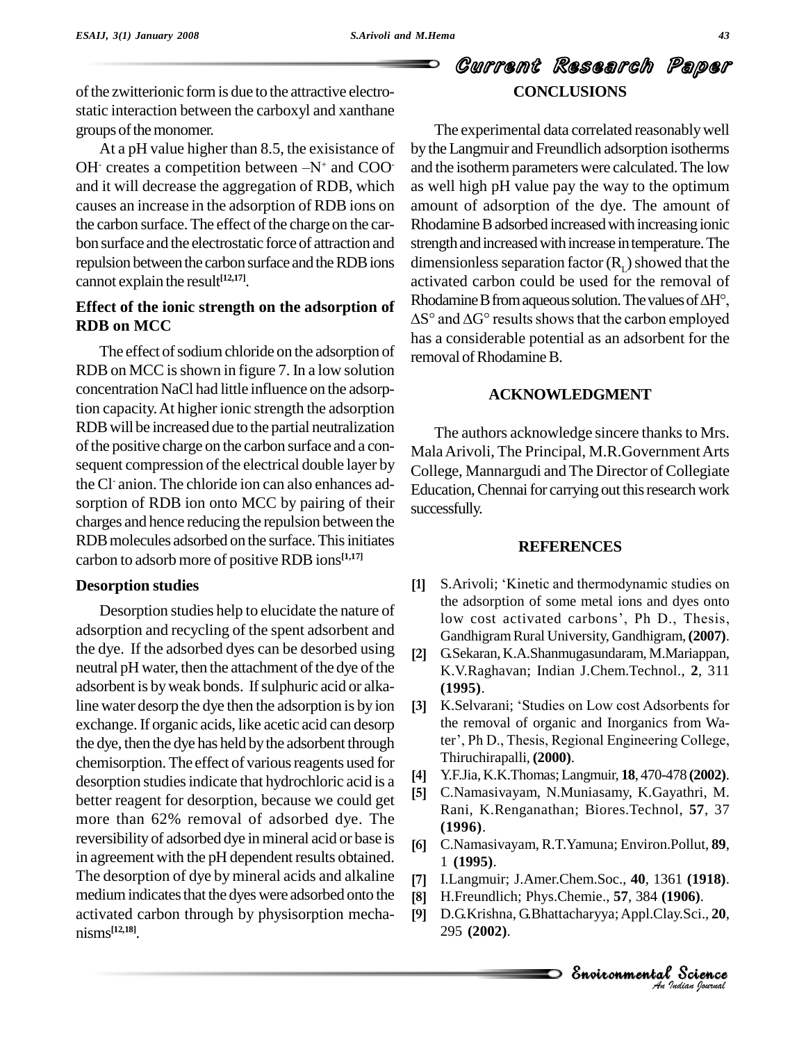of the zwitterionic form is due to the attractive electrostatic interaction between the carboxyl and xanthane groups of the monomer.

At a pH value higher than 8.5, the exisistance of $OH^-$ creates a competition between $-N^+$ and $COO^-$ and it will decrease the aggregation of RDB, which causes an increase in the adsorption of RDB ions on the carbon surface. The effect of the charge on the carbon surface and the electrostatic force of attraction and repulsion between the carbon surface and the RDB ions cannot explain the result[12,17].

### Effect of the ionic strength on the adsorption of RDB on MCC

The effect of sodium chloride on the adsorption of RDB on MCC is shown in figure 7. In a low solution concentration NaCl had little influence on the adsorption capacity. At higher ionic strength the adsorption RDB will be increased due to the partial neutralization of the positive charge on the carbon surface and a consequent compression of the electrical double layer by the $Cl^-$ anion. The chloride ion can also enhances adsorption of RDB ion onto MCC by pairing of their charges and hence reducing the repulsion between the RDB molecules adsorbed on the surface. This initiates carbon to adsorb more of positive RDB ions[1,17]

### Desorption studies

Desorption studies help to elucidate the nature of adsorption and recycling of the spent adsorbent and the dye. If the adsorbed dyes can be desorbed using neutral pH water, then the attachment of the dye of the adsorbent is by weak bonds. If sulphuric acid or alkaline water desorp the dye then the adsorption is by ion exchange. If organic acids, like acetic acid can desorp the dye, then the dye has held by the adsorbent through chemisorption. The effect of various reagents used for desorption studies indicate that hydrochloric acid is a better reagent for desorption, because we could get more than 62% removal of adsorbed dye. The reversibility of adsorbed dye in mineral acid or base is in agreement with the pH dependent results obtained. The desorption of dye by mineral acids and alkaline medium indicates that the dyes were adsorbed onto the activated carbon through by physisorption mechanisms[12,18].

## CONCLUSIONS

The experimental data correlated reasonably well by the Langmuir and Freundlich adsorption isotherms and the isotherm parameters were calculated. The low as well high pH value pay the way to the optimum amount of adsorption of the dye. The amount of Rhodamine B adsorbed increased with increasing ionic strength and increased with increase in temperature. The dimensionless separation factor ($R_L$) showed that the activated carbon could be used for the removal of Rhodamine B from aqueous solution. The values of $\Delta H°$, $\Delta S°$ and $\Delta G°$ results shows that the carbon employed has a considerable potential as an adsorbent for the removal of Rhodamine B.

## ACKNOWLEDGMENT

The authors acknowledge sincere thanks to Mrs. Mala Arivoli, The Principal, M.R.Government Arts College, Mannargudi and The Director of Collegiate Education, Chennai for carrying out this research work successfully.

## REFERENCES

[1] S.Arivoli; 'Kinetic and thermodynamic studies on the adsorption of some metal ions and dyes onto low cost activated carbons', Ph D., Thesis, Gandhigram Rural University, Gandhigram, **(2007)**.

[2] G.Sekaran, K.A.Shanmugasundaram, M.Mariappan, K.V.Raghavan; Indian J.Chem.Technol., **2**, 311 **(1995)**.

[3] K.Selvarani; 'Studies on Low cost Adsorbents for the removal of organic and Inorganics from Water', Ph D., Thesis, Regional Engineering College, Thiruchirapalli, **(2000)**.

[4] Y.F.Jia, K.K.Thomas; Langmuir, **18**, 470-478 **(2002)**.

[5] C.Namasivayam, N.Muniasamy, K.Gayathri, M. Rani, K.Renganathan; Biores.Technol, **57**, 37 **(1996)**.

[6] C.Namasivayam, R.T.Yamuna; Environ.Pollut, **89**, 1 **(1995)**.

[7] I.Langmuir; J.Amer.Chem.Soc., **40**, 1361 **(1918)**.

[8] H.Freundlich; Phys.Chemie., **57**, 384 **(1906)**.

[9] D.G.Krishna, G.Bhattacharyya; Appl.Clay.Sci., **20**, 295 **(2002)**.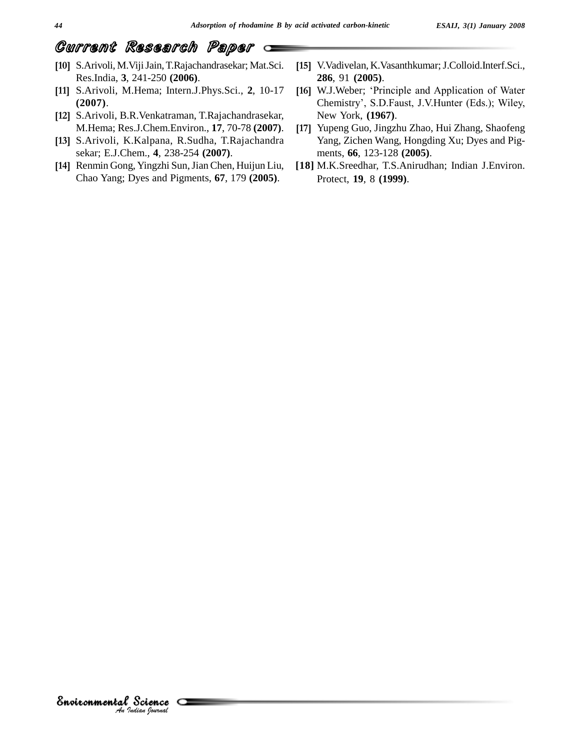[10] S.Arivoli, M.Viji Jain, T.Rajachandrasekar; Mat.Sci. Res.India, **3**, 241-250 **(2006)**.

[11] S.Arivoli, M.Hema; Intern.J.Phys.Sci., **2**, 10-17 **(2007)**.

[12] S.Arivoli, B.R.Venkatraman, T.Rajachandrasekar, M.Hema; Res.J.Chem.Environ., **17**, 70-78 **(2007)**.

[13] S.Arivoli, K.Kalpana, R.Sudha, T.Rajachandra sekar; E.J.Chem., **4**, 238-254 **(2007)**.

[14] Renmin Gong, Yingzhi Sun, Jian Chen, Huijun Liu, Chao Yang; Dyes and Pigments, **67**, 179 **(2005)**.

[15] V.Vadivelan, K.Vasanthkumar; J.Colloid.Interf.Sci., **286**, 91 **(2005)**.

[16] W.J.Weber; 'Principle and Application of Water Chemistry', S.D.Faust, J.V.Hunter (Eds.); Wiley, New York, **(1967)**.

[17] Yupeng Guo, Jingzhu Zhao, Hui Zhang, Shaofeng Yang, Zichen Wang, Hongding Xu; Dyes and Pigments, **66**, 123-128 **(2005)**.

[18] M.K.Sreedhar, T.S.Anirudhan; Indian J.Environ. Protect, **19**, 8 **(1999)**.